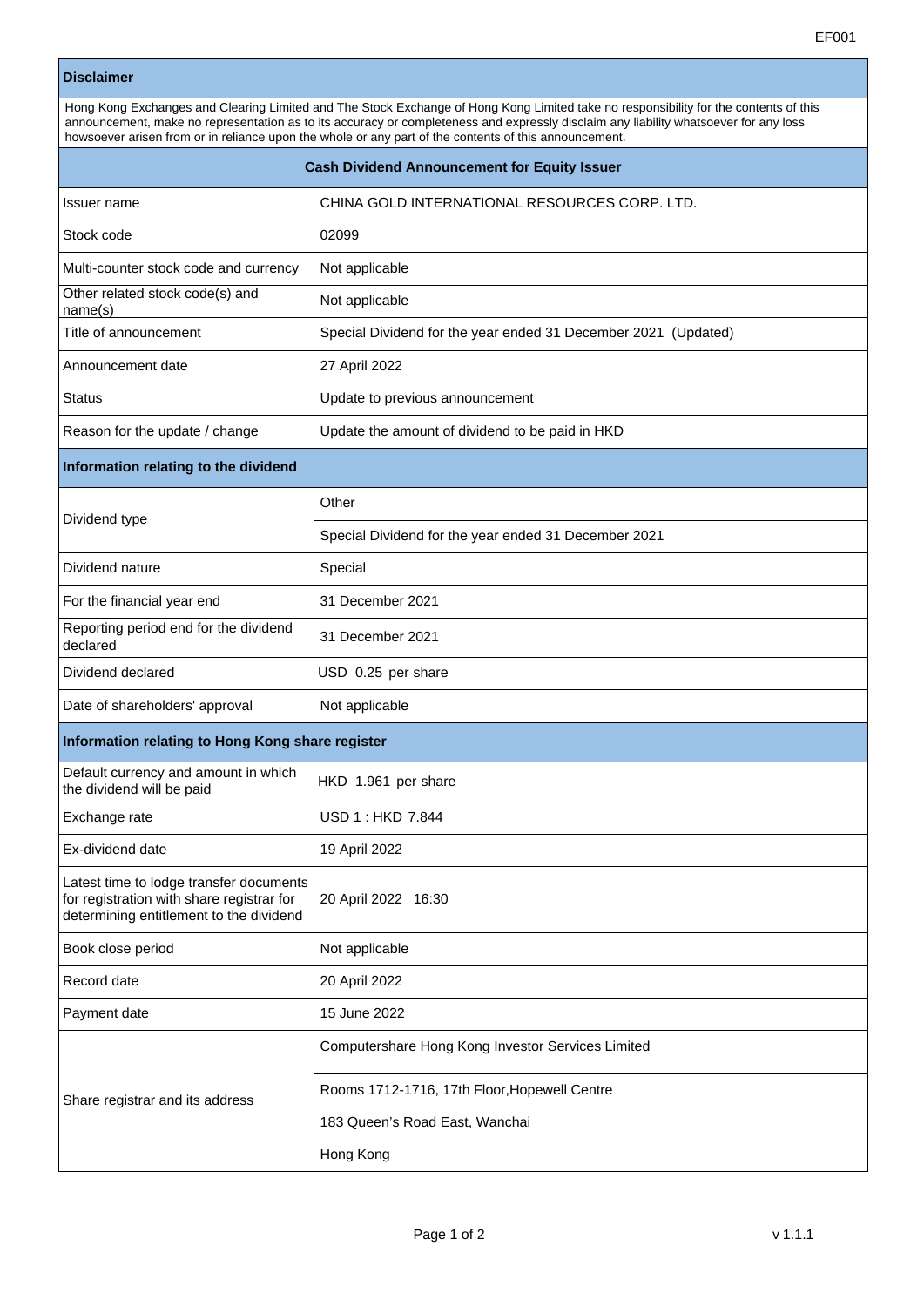EF001

## Disclaimer

Hong Kong Exchanges and Clearing Limited and The Stock Exchange of Hong Kong Limited take no responsibility for the contents of this announcement, make no representation as to its accuracy or completeness and expressly disclaim any liability whatsoever for any loss howsoever arisen from or in reliance upon the whole or any part of the contents of this announcement.

## Cash Dividend Announcement for Equity Issuer

| | |
|---|---|
| Issuer name | CHINA GOLD INTERNATIONAL RESOURCES CORP. LTD. |
| Stock code | 02099 |
| Multi-counter stock code and currency | Not applicable |
| Other related stock code(s) and name(s) | Not applicable |
| Title of announcement | Special Dividend for the year ended 31 December 2021 (Updated) |
| Announcement date | 27 April 2022 |
| Status | Update to previous announcement |
| Reason for the update / change | Update the amount of dividend to be paid in HKD |

### Information relating to the dividend

| | |
|---|---|
| Dividend type | Other |
| | Special Dividend for the year ended 31 December 2021 |
| Dividend nature | Special |
| For the financial year end | 31 December 2021 |
| Reporting period end for the dividend declared | 31 December 2021 |
| Dividend declared | USD 0.25 per share |
| Date of shareholders' approval | Not applicable |

### Information relating to Hong Kong share register

| | |
|---|---|
| Default currency and amount in which the dividend will be paid | HKD 1.961 per share |
| Exchange rate | USD 1 : HKD 7.844 |
| Ex-dividend date | 19 April 2022 |
| Latest time to lodge transfer documents for registration with share registrar for determining entitlement to the dividend | 20 April 2022 16:30 |
| Book close period | Not applicable |
| Record date | 20 April 2022 |
| Payment date | 15 June 2022 |
| Share registrar and its address | Computershare Hong Kong Investor Services Limited |
| | Rooms 1712-1716, 17th Floor,Hopewell Centre<br>183 Queen's Road East, Wanchai<br>Hong Kong |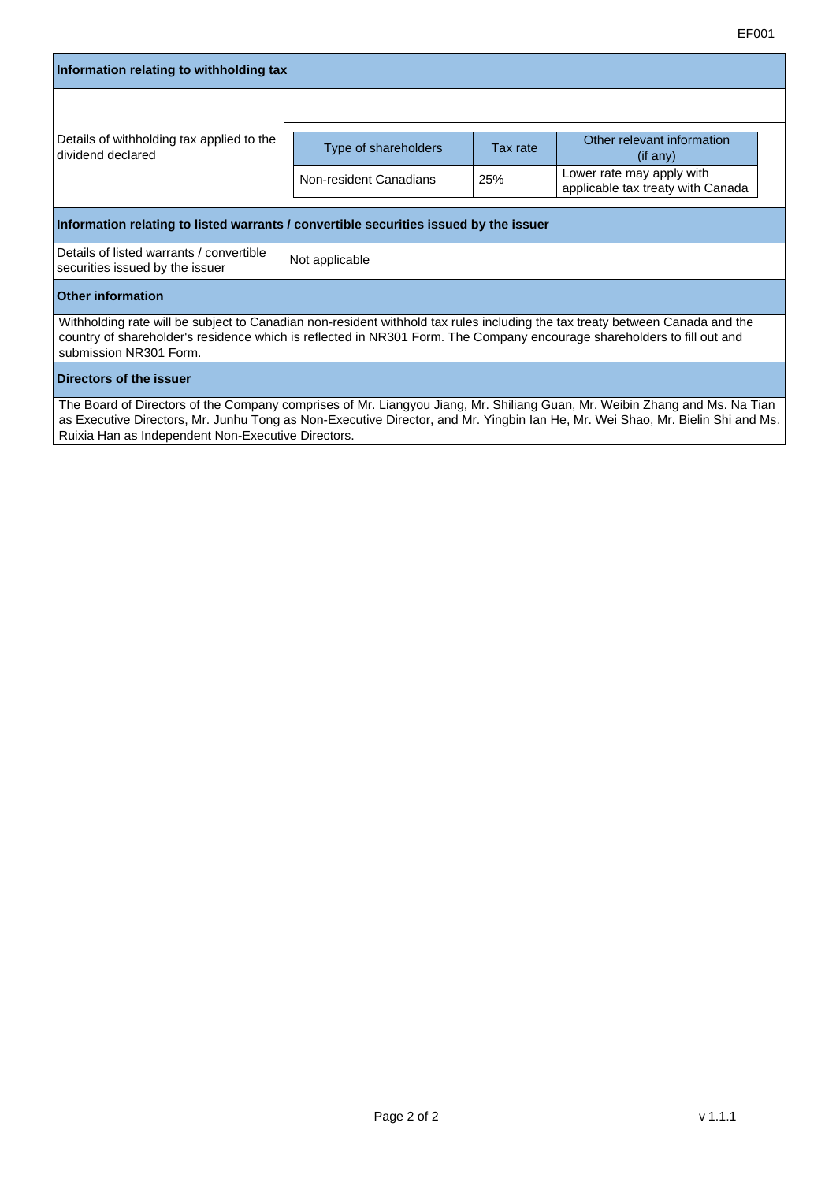## Information relating to withholding tax

Details of withholding tax applied to the dividend declared

| Type of shareholders | Tax rate | Other relevant information (if any) |
|---|---|---|
| Non-resident Canadians | 25% | Lower rate may apply with applicable tax treaty with Canada |

## Information relating to listed warrants / convertible securities issued by the issuer

| | |
|---|---|
| Details of listed warrants / convertible securities issued by the issuer | Not applicable |

## Other information

Withholding rate will be subject to Canadian non-resident withhold tax rules including the tax treaty between Canada and the country of shareholder's residence which is reflected in NR301 Form. The Company encourage shareholders to fill out and submission NR301 Form.

## Directors of the issuer

The Board of Directors of the Company comprises of Mr. Liangyou Jiang, Mr. Shiliang Guan, Mr. Weibin Zhang and Ms. Na Tian as Executive Directors, Mr. Junhu Tong as Non-Executive Director, and Mr. Yingbin Ian He, Mr. Wei Shao, Mr. Bielin Shi and Ms. Ruixia Han as Independent Non-Executive Directors.